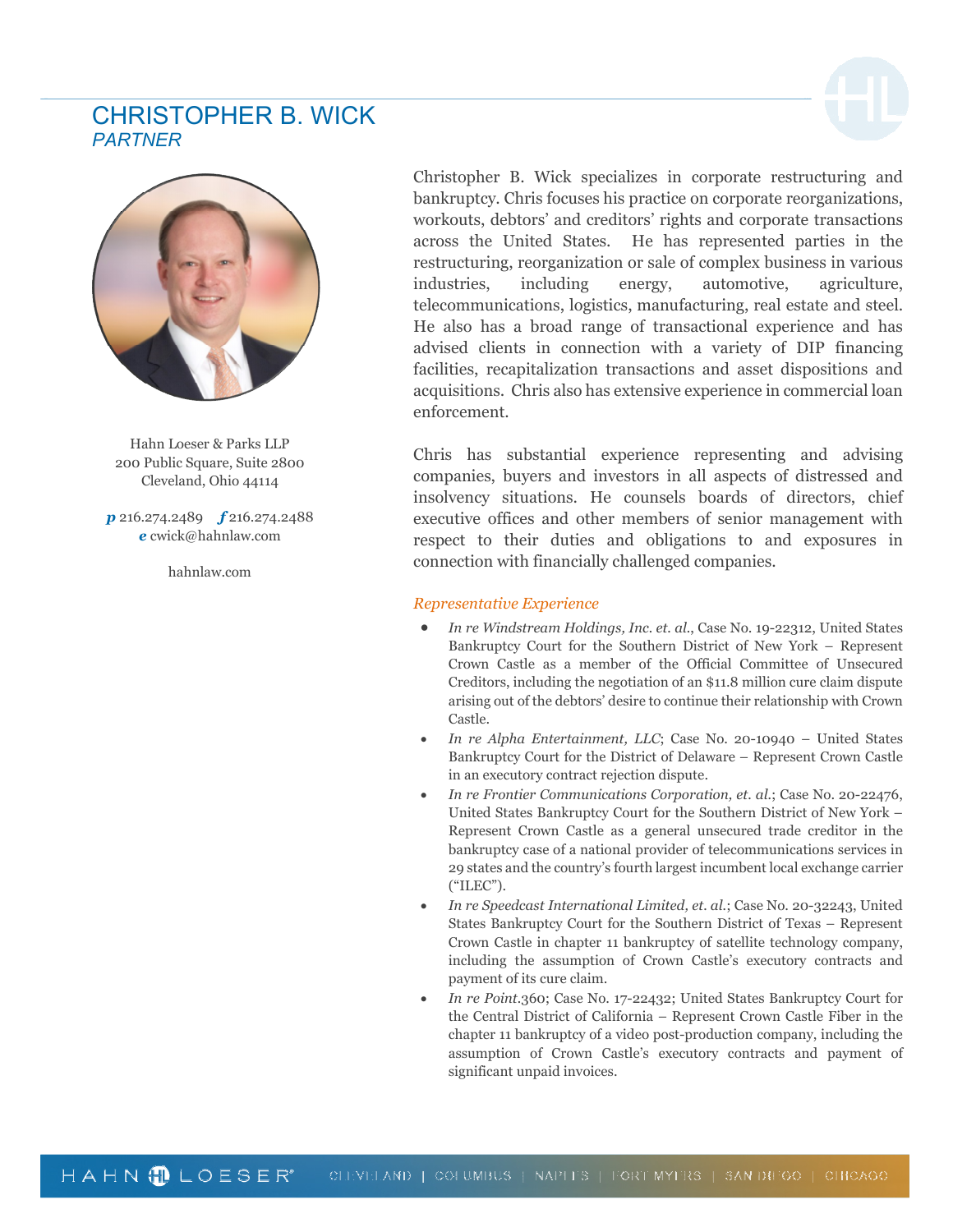# CHRISTOPHER B. WICK

*PARTNER*

Hahn Loeser & Parks LLP
200 Public Square, Suite 2800
Cleveland, Ohio 44114

***p*** 216.274.2489 ***f*** 216.274.2488
***e*** cwick@hahnlaw.com

hahnlaw.com

Christopher B. Wick specializes in corporate restructuring and bankruptcy. Chris focuses his practice on corporate reorganizations, workouts, debtors' and creditors' rights and corporate transactions across the United States. He has represented parties in the restructuring, reorganization or sale of complex business in various industries, including energy, automotive, agriculture, telecommunications, logistics, manufacturing, real estate and steel. He also has a broad range of transactional experience and has advised clients in connection with a variety of DIP financing facilities, recapitalization transactions and asset dispositions and acquisitions. Chris also has extensive experience in commercial loan enforcement.

Chris has substantial experience representing and advising companies, buyers and investors in all aspects of distressed and insolvency situations. He counsels boards of directors, chief executive offices and other members of senior management with respect to their duties and obligations to and exposures in connection with financially challenged companies.

*Representative Experience*

- *In re Windstream Holdings, Inc. et. al.*, Case No. 19-22312, United States Bankruptcy Court for the Southern District of New York – Represent Crown Castle as a member of the Official Committee of Unsecured Creditors, including the negotiation of an $11.8 million cure claim dispute arising out of the debtors' desire to continue their relationship with Crown Castle.
- *In re Alpha Entertainment, LLC*; Case No. 20-10940 – United States Bankruptcy Court for the District of Delaware – Represent Crown Castle in an executory contract rejection dispute.
- *In re Frontier Communications Corporation, et. al.*; Case No. 20-22476, United States Bankruptcy Court for the Southern District of New York – Represent Crown Castle as a general unsecured trade creditor in the bankruptcy case of a national provider of telecommunications services in 29 states and the country's fourth largest incumbent local exchange carrier ("ILEC").
- *In re Speedcast International Limited, et. al.*; Case No. 20-32243, United States Bankruptcy Court for the Southern District of Texas – Represent Crown Castle in chapter 11 bankruptcy of satellite technology company, including the assumption of Crown Castle's executory contracts and payment of its cure claim.
- *In re Point*.360; Case No. 17-22432; United States Bankruptcy Court for the Central District of California – Represent Crown Castle Fiber in the chapter 11 bankruptcy of a video post-production company, including the assumption of Crown Castle's executory contracts and payment of significant unpaid invoices.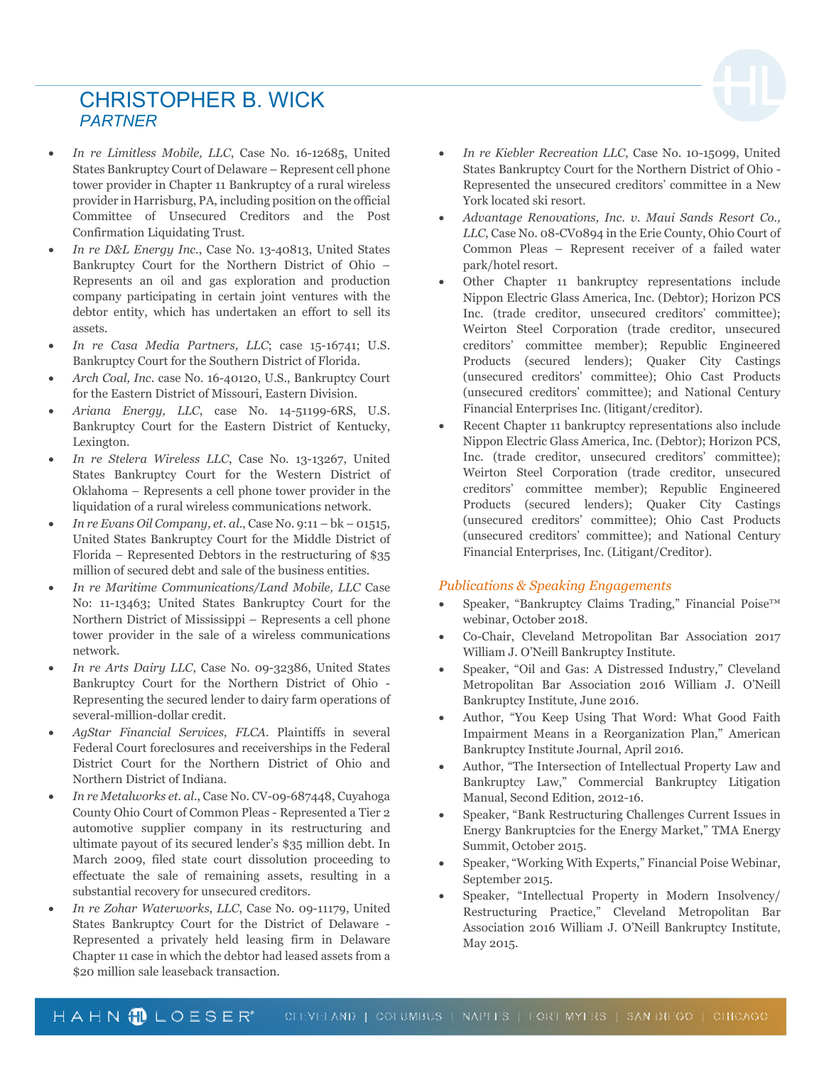# CHRISTOPHER B. WICK
## *PARTNER*

- *In re Limitless Mobile, LLC*, Case No. 16-12685, United States Bankruptcy Court of Delaware – Represent cell phone tower provider in Chapter 11 Bankruptcy of a rural wireless provider in Harrisburg, PA, including position on the official Committee of Unsecured Creditors and the Post Confirmation Liquidating Trust.
- *In re D&L Energy Inc.*, Case No. 13-40813, United States Bankruptcy Court for the Northern District of Ohio – Represents an oil and gas exploration and production company participating in certain joint ventures with the debtor entity, which has undertaken an effort to sell its assets.
- *In re Casa Media Partners, LLC*; case 15-16741; U.S. Bankruptcy Court for the Southern District of Florida.
- *Arch Coal, Inc.* case No. 16-40120, U.S., Bankruptcy Court for the Eastern District of Missouri, Eastern Division.
- *Ariana Energy, LLC*, case No. 14-51199-6RS, U.S. Bankruptcy Court for the Eastern District of Kentucky, Lexington.
- *In re Stelera Wireless LLC*, Case No. 13-13267, United States Bankruptcy Court for the Western District of Oklahoma – Represents a cell phone tower provider in the liquidation of a rural wireless communications network.
- *In re Evans Oil Company, et. al.*, Case No. 9:11 – bk – 01515, United States Bankruptcy Court for the Middle District of Florida – Represented Debtors in the restructuring of $35 million of secured debt and sale of the business entities.
- *In re Maritime Communications/Land Mobile, LLC* Case No: 11-13463; United States Bankruptcy Court for the Northern District of Mississippi – Represents a cell phone tower provider in the sale of a wireless communications network.
- *In re Arts Dairy LLC*, Case No. 09-32386, United States Bankruptcy Court for the Northern District of Ohio - Representing the secured lender to dairy farm operations of several-million-dollar credit.
- *AgStar Financial Services, FLCA*. Plaintiffs in several Federal Court foreclosures and receiverships in the Federal District Court for the Northern District of Ohio and Northern District of Indiana.
- *In re Metalworks et. al.*, Case No. CV-09-687448, Cuyahoga County Ohio Court of Common Pleas - Represented a Tier 2 automotive supplier company in its restructuring and ultimate payout of its secured lender's $35 million debt. In March 2009, filed state court dissolution proceeding to effectuate the sale of remaining assets, resulting in a substantial recovery for unsecured creditors.
- *In re Zohar Waterworks, LLC*, Case No. 09-11179, United States Bankruptcy Court for the District of Delaware - Represented a privately held leasing firm in Delaware Chapter 11 case in which the debtor had leased assets from a $20 million sale leaseback transaction.
- *In re Kiebler Recreation LLC*, Case No. 10-15099, United States Bankruptcy Court for the Northern District of Ohio - Represented the unsecured creditors' committee in a New York located ski resort.
- *Advantage Renovations, Inc. v. Maui Sands Resort Co., LLC*, Case No. 08-CV0894 in the Erie County, Ohio Court of Common Pleas – Represent receiver of a failed water park/hotel resort.
- Other Chapter 11 bankruptcy representations include Nippon Electric Glass America, Inc. (Debtor); Horizon PCS Inc. (trade creditor, unsecured creditors' committee); Weirton Steel Corporation (trade creditor, unsecured creditors' committee member); Republic Engineered Products (secured lenders); Quaker City Castings (unsecured creditors' committee); Ohio Cast Products (unsecured creditors' committee); and National Century Financial Enterprises Inc. (litigant/creditor).
- Recent Chapter 11 bankruptcy representations also include Nippon Electric Glass America, Inc. (Debtor); Horizon PCS, Inc. (trade creditor, unsecured creditors' committee); Weirton Steel Corporation (trade creditor, unsecured creditors' committee member); Republic Engineered Products (secured lenders); Quaker City Castings (unsecured creditors' committee); Ohio Cast Products (unsecured creditors' committee); and National Century Financial Enterprises, Inc. (Litigant/Creditor).

### *Publications & Speaking Engagements*

- Speaker, "Bankruptcy Claims Trading," Financial Poise™ webinar, October 2018.
- Co-Chair, Cleveland Metropolitan Bar Association 2017 William J. O'Neill Bankruptcy Institute.
- Speaker, "Oil and Gas: A Distressed Industry," Cleveland Metropolitan Bar Association 2016 William J. O'Neill Bankruptcy Institute, June 2016.
- Author, "You Keep Using That Word: What Good Faith Impairment Means in a Reorganization Plan," American Bankruptcy Institute Journal, April 2016.
- Author, "The Intersection of Intellectual Property Law and Bankruptcy Law," Commercial Bankruptcy Litigation Manual, Second Edition, 2012-16.
- Speaker, "Bank Restructuring Challenges Current Issues in Energy Bankruptcies for the Energy Market," TMA Energy Summit, October 2015.
- Speaker, "Working With Experts," Financial Poise Webinar, September 2015.
- Speaker, "Intellectual Property in Modern Insolvency/ Restructuring Practice," Cleveland Metropolitan Bar Association 2016 William J. O'Neill Bankruptcy Institute, May 2015.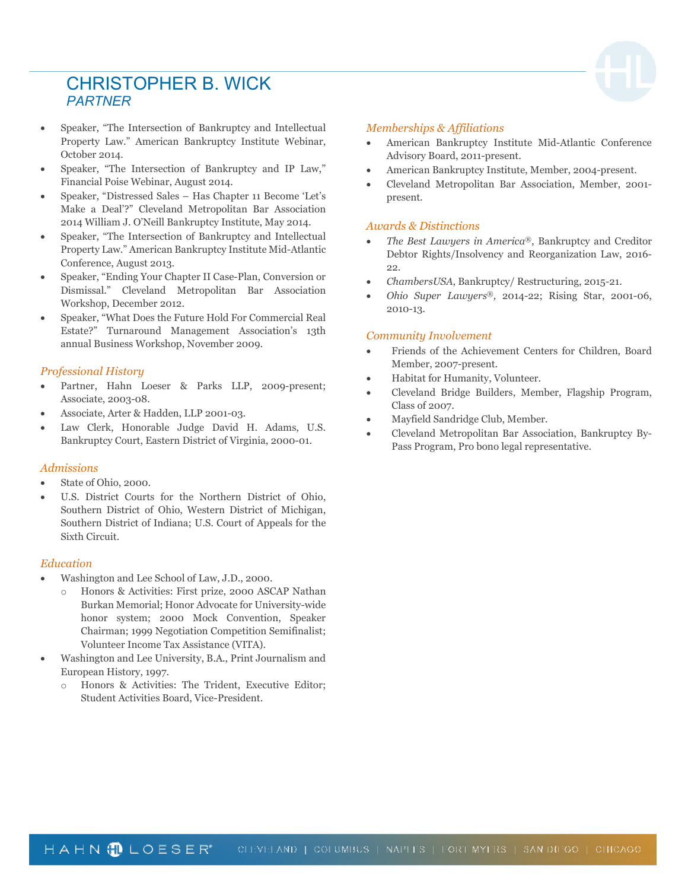# CHRISTOPHER B. WICK

*PARTNER*

- Speaker, "The Intersection of Bankruptcy and Intellectual Property Law." American Bankruptcy Institute Webinar, October 2014.
- Speaker, "The Intersection of Bankruptcy and IP Law," Financial Poise Webinar, August 2014.
- Speaker, "Distressed Sales – Has Chapter 11 Become 'Let's Make a Deal'?" Cleveland Metropolitan Bar Association 2014 William J. O'Neill Bankruptcy Institute, May 2014.
- Speaker, "The Intersection of Bankruptcy and Intellectual Property Law." American Bankruptcy Institute Mid-Atlantic Conference, August 2013.
- Speaker, "Ending Your Chapter II Case-Plan, Conversion or Dismissal." Cleveland Metropolitan Bar Association Workshop, December 2012.
- Speaker, "What Does the Future Hold For Commercial Real Estate?" Turnaround Management Association's 13th annual Business Workshop, November 2009.

## *Professional History*

- Partner, Hahn Loeser & Parks LLP, 2009-present; Associate, 2003-08.
- Associate, Arter & Hadden, LLP 2001-03.
- Law Clerk, Honorable Judge David H. Adams, U.S. Bankruptcy Court, Eastern District of Virginia, 2000-01.

## *Admissions*

- State of Ohio, 2000.
- U.S. District Courts for the Northern District of Ohio, Southern District of Ohio, Western District of Michigan, Southern District of Indiana; U.S. Court of Appeals for the Sixth Circuit.

## *Education*

- Washington and Lee School of Law, J.D., 2000.
  - Honors & Activities: First prize, 2000 ASCAP Nathan Burkan Memorial; Honor Advocate for University-wide honor system; 2000 Mock Convention, Speaker Chairman; 1999 Negotiation Competition Semifinalist; Volunteer Income Tax Assistance (VITA).
- Washington and Lee University, B.A., Print Journalism and European History, 1997.
  - Honors & Activities: The Trident, Executive Editor; Student Activities Board, Vice-President.

## *Memberships & Affiliations*

- American Bankruptcy Institute Mid-Atlantic Conference Advisory Board, 2011-present.
- American Bankruptcy Institute, Member, 2004-present.
- Cleveland Metropolitan Bar Association, Member, 2001-present.

## *Awards & Distinctions*

- *The Best Lawyers in America®*, Bankruptcy and Creditor Debtor Rights/Insolvency and Reorganization Law, 2016-22.
- *ChambersUSA*, Bankruptcy/ Restructuring, 2015-21.
- *Ohio Super Lawyers®*, 2014-22; Rising Star, 2001-06, 2010-13.

## *Community Involvement*

- Friends of the Achievement Centers for Children, Board Member, 2007-present.
- Habitat for Humanity, Volunteer.
- Cleveland Bridge Builders, Member, Flagship Program, Class of 2007.
- Mayfield Sandridge Club, Member.
- Cleveland Metropolitan Bar Association, Bankruptcy By-Pass Program, Pro bono legal representative.